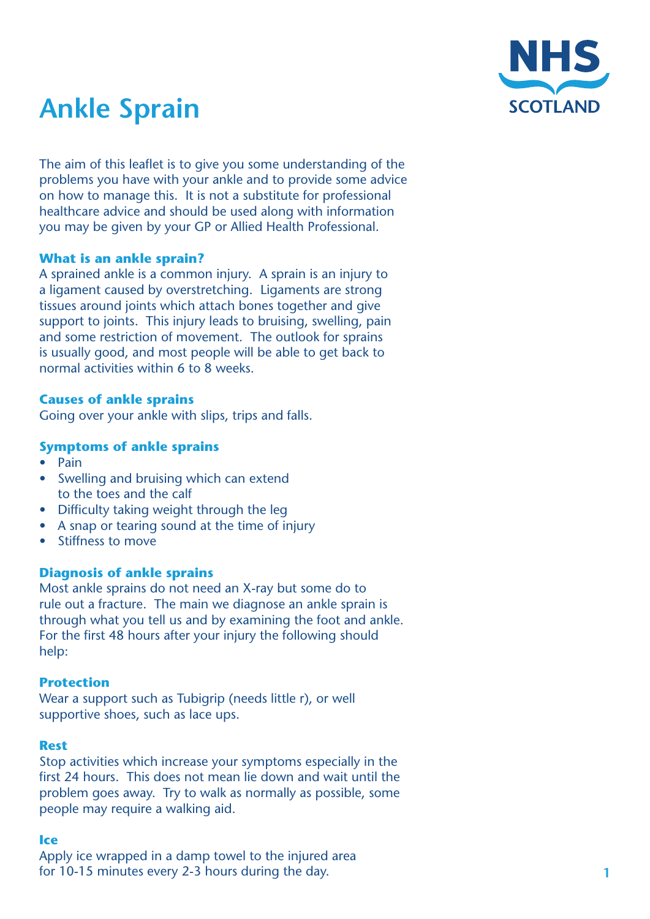# Ankle Sprain

NHS SCOTLAND

The aim of this leaflet is to give you some understanding of the problems you have with your ankle and to provide some advice on how to manage this. It is not a substitute for professional healthcare advice and should be used along with information you may be given by your GP or Allied Health Professional.

### What is an ankle sprain?

A sprained ankle is a common injury. A sprain is an injury to a ligament caused by overstretching. Ligaments are strong tissues around joints which attach bones together and give support to joints. This injury leads to bruising, swelling, pain and some restriction of movement. The outlook for sprains is usually good, and most people will be able to get back to normal activities within 6 to 8 weeks.

### Causes of ankle sprains

Going over your ankle with slips, trips and falls.

### Symptoms of ankle sprains

- Pain
- Swelling and bruising which can extend to the toes and the calf
- Difficulty taking weight through the leg
- A snap or tearing sound at the time of injury
- Stiffness to move

### Diagnosis of ankle sprains

Most ankle sprains do not need an X-ray but some do to rule out a fracture. The main we diagnose an ankle sprain is through what you tell us and by examining the foot and ankle. For the first 48 hours after your injury the following should help:

### Protection

Wear a support such as Tubigrip (needs little r), or well supportive shoes, such as lace ups.

### Rest

Stop activities which increase your symptoms especially in the first 24 hours. This does not mean lie down and wait until the problem goes away. Try to walk as normally as possible, some people may require a walking aid.

### Ice

Apply ice wrapped in a damp towel to the injured area for 10-15 minutes every 2-3 hours during the day.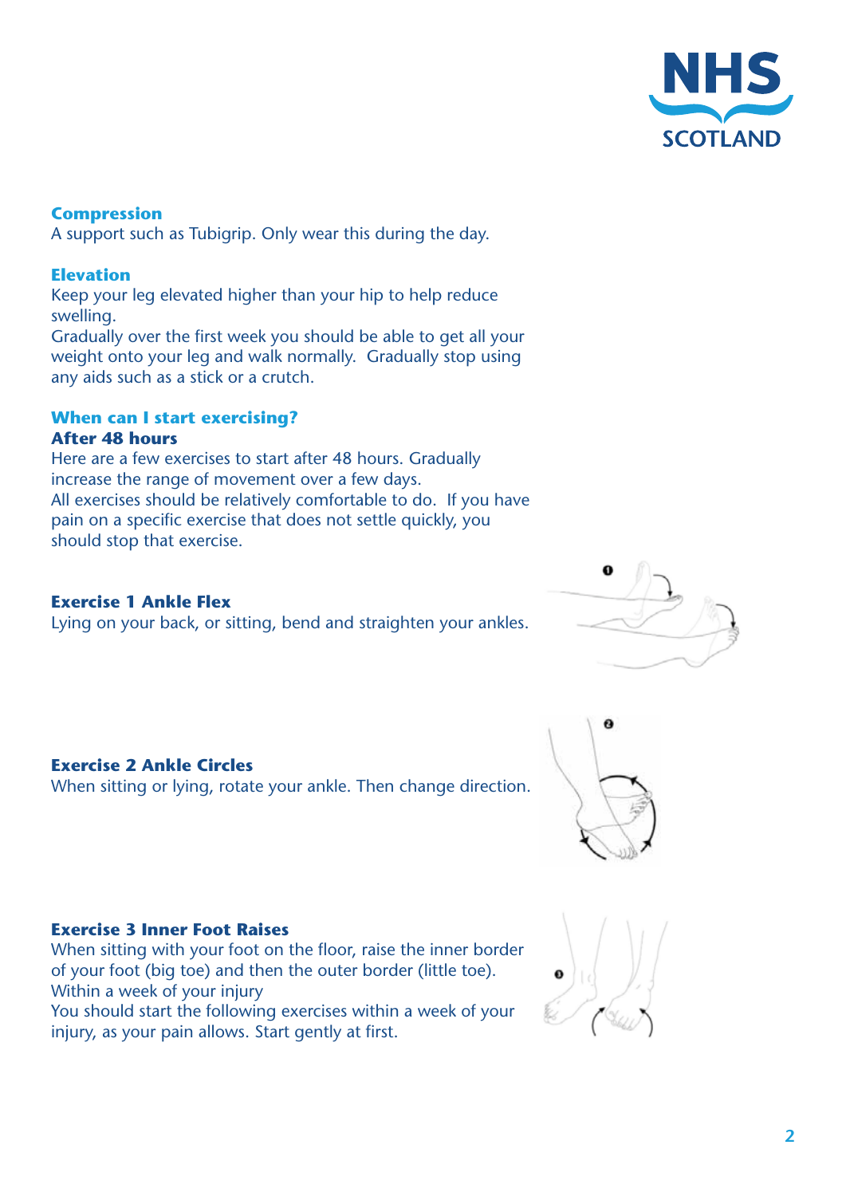### Compression

A support such as Tubigrip. Only wear this during the day.

### Elevation

Keep your leg elevated higher than your hip to help reduce swelling.

Gradually over the first week you should be able to get all your weight onto your leg and walk normally. Gradually stop using any aids such as a stick or a crutch.

## When can I start exercising?

### After 48 hours

Here are a few exercises to start after 48 hours. Gradually increase the range of movement over a few days.

All exercises should be relatively comfortable to do. If you have pain on a specific exercise that does not settle quickly, you should stop that exercise.

#### Exercise 1 Ankle Flex

Lying on your back, or sitting, bend and straighten your ankles.

#### Exercise 2 Ankle Circles

When sitting or lying, rotate your ankle. Then change direction.

#### Exercise 3 Inner Foot Raises

When sitting with your foot on the floor, raise the inner border of your foot (big toe) and then the outer border (little toe).

### Within a week of your injury

You should start the following exercises within a week of your injury, as your pain allows. Start gently at first.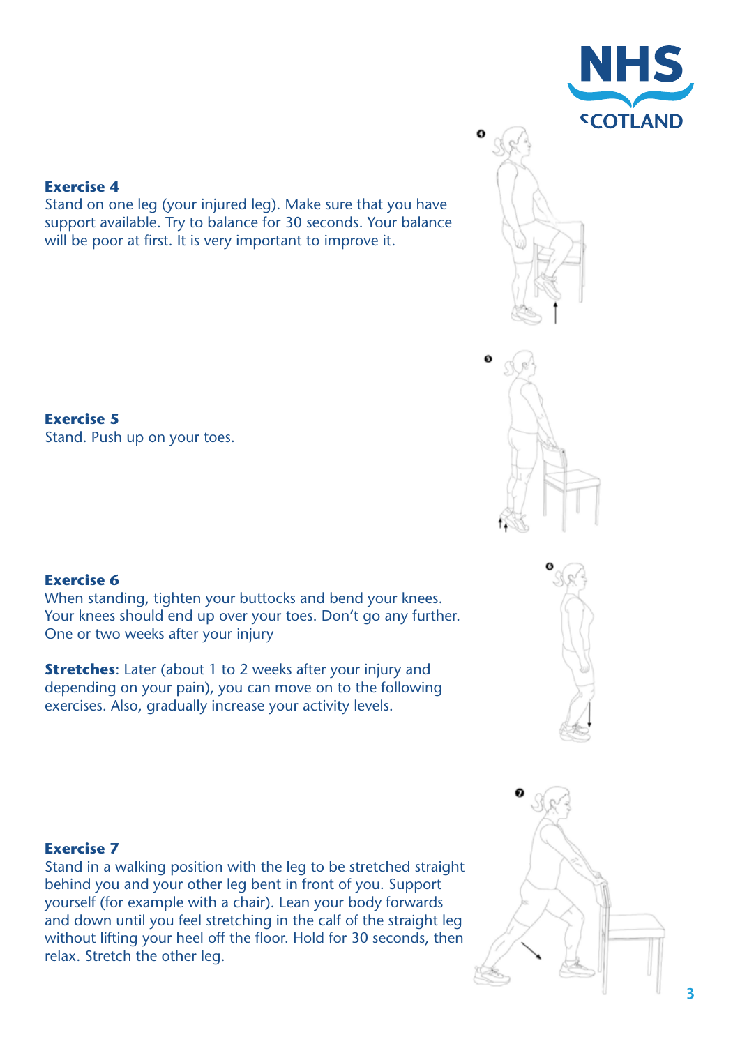**Exercise 4**
Stand on one leg (your injured leg). Make sure that you have support available. Try to balance for 30 seconds. Your balance will be poor at first. It is very important to improve it.

**Exercise 5**
Stand. Push up on your toes.

**Exercise 6**
When standing, tighten your buttocks and bend your knees. Your knees should end up over your toes. Don't go any further.
One or two weeks after your injury

**Stretches**: Later (about 1 to 2 weeks after your injury and depending on your pain), you can move on to the following exercises. Also, gradually increase your activity levels.

**Exercise 7**
Stand in a walking position with the leg to be stretched straight behind you and your other leg bent in front of you. Support yourself (for example with a chair). Lean your body forwards and down until you feel stretching in the calf of the straight leg without lifting your heel off the floor. Hold for 30 seconds, then relax. Stretch the other leg.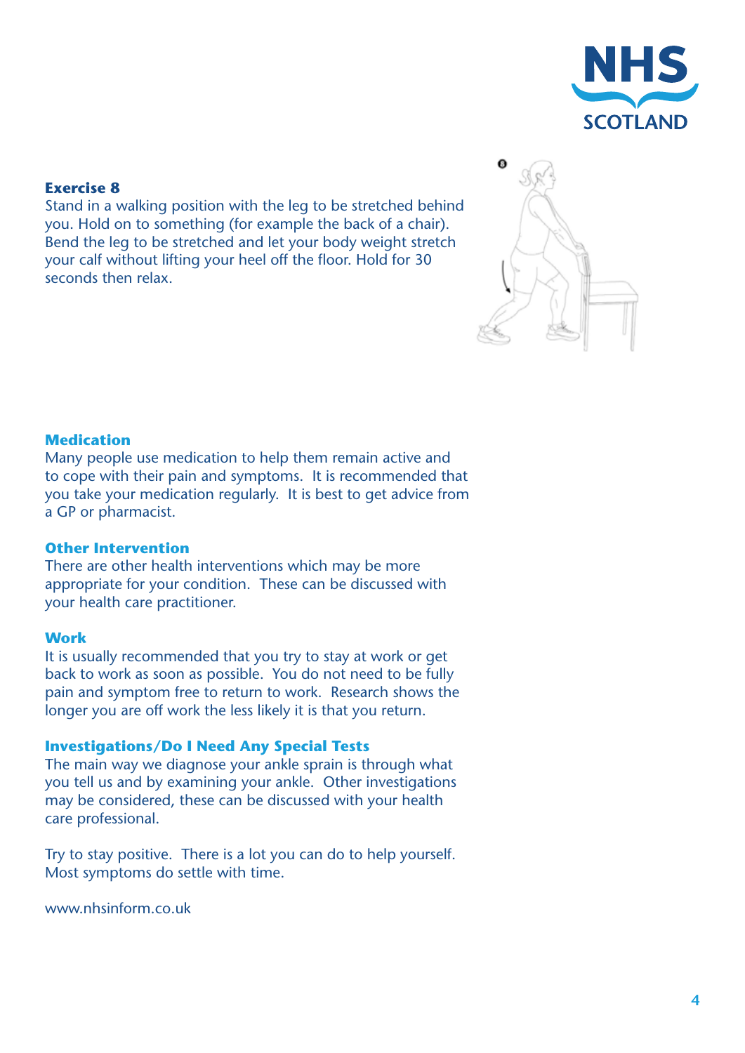### Exercise 8

Stand in a walking position with the leg to be stretched behind you. Hold on to something (for example the back of a chair). Bend the leg to be stretched and let your body weight stretch your calf without lifting your heel off the floor. Hold for 30 seconds then relax.

### Medication

Many people use medication to help them remain active and to cope with their pain and symptoms. It is recommended that you take your medication regularly. It is best to get advice from a GP or pharmacist.

### Other Intervention

There are other health interventions which may be more appropriate for your condition. These can be discussed with your health care practitioner.

### Work

It is usually recommended that you try to stay at work or get back to work as soon as possible. You do not need to be fully pain and symptom free to return to work. Research shows the longer you are off work the less likely it is that you return.

### Investigations/Do I Need Any Special Tests

The main way we diagnose your ankle sprain is through what you tell us and by examining your ankle. Other investigations may be considered, these can be discussed with your health care professional.

Try to stay positive. There is a lot you can do to help yourself. Most symptoms do settle with time.

www.nhsinform.co.uk